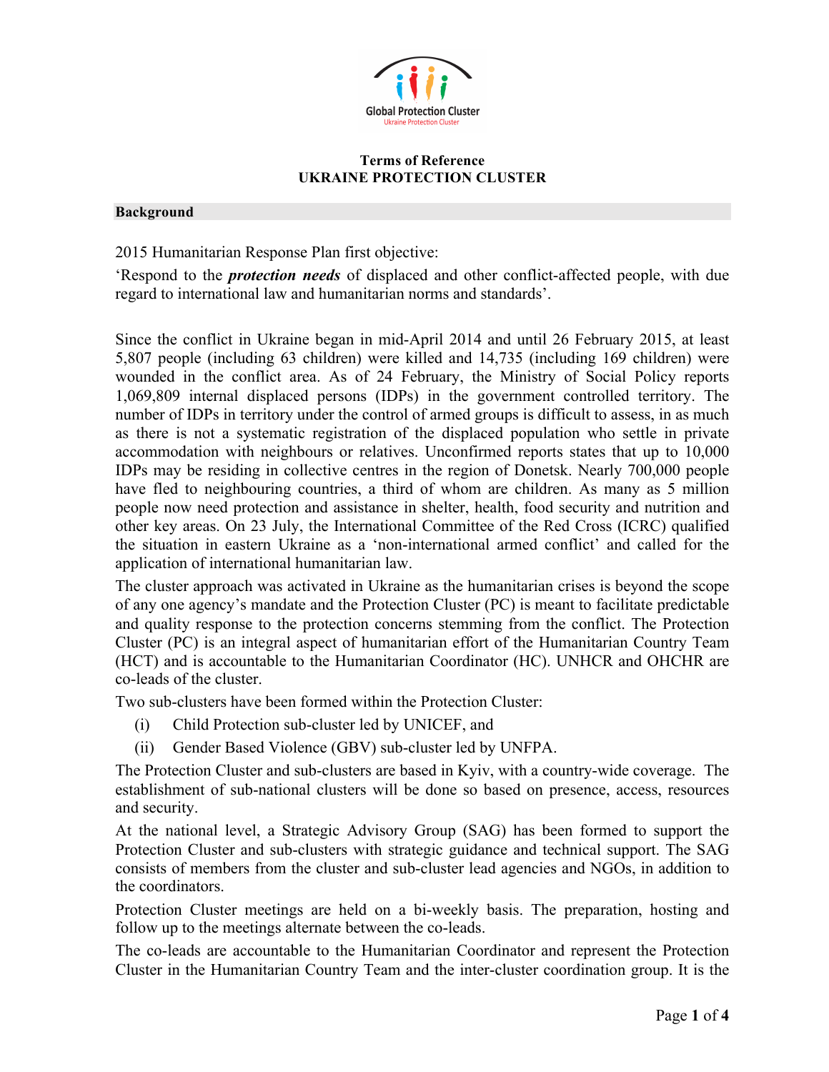Global Protection Cluster
Ukraine Protection Cluster

**Terms of Reference**
**UKRAINE PROTECTION CLUSTER**

## Background

2015 Humanitarian Response Plan first objective:

'Respond to the ***protection needs*** of displaced and other conflict-affected people, with due regard to international law and humanitarian norms and standards'.

Since the conflict in Ukraine began in mid-April 2014 and until 26 February 2015, at least 5,807 people (including 63 children) were killed and 14,735 (including 169 children) were wounded in the conflict area. As of 24 February, the Ministry of Social Policy reports 1,069,809 internal displaced persons (IDPs) in the government controlled territory. The number of IDPs in territory under the control of armed groups is difficult to assess, in as much as there is not a systematic registration of the displaced population who settle in private accommodation with neighbours or relatives. Unconfirmed reports states that up to 10,000 IDPs may be residing in collective centres in the region of Donetsk. Nearly 700,000 people have fled to neighbouring countries, a third of whom are children. As many as 5 million people now need protection and assistance in shelter, health, food security and nutrition and other key areas. On 23 July, the International Committee of the Red Cross (ICRC) qualified the situation in eastern Ukraine as a 'non-international armed conflict' and called for the application of international humanitarian law.

The cluster approach was activated in Ukraine as the humanitarian crises is beyond the scope of any one agency's mandate and the Protection Cluster (PC) is meant to facilitate predictable and quality response to the protection concerns stemming from the conflict. The Protection Cluster (PC) is an integral aspect of humanitarian effort of the Humanitarian Country Team (HCT) and is accountable to the Humanitarian Coordinator (HC). UNHCR and OHCHR are co-leads of the cluster.

Two sub-clusters have been formed within the Protection Cluster:

(i) Child Protection sub-cluster led by UNICEF, and

(ii) Gender Based Violence (GBV) sub-cluster led by UNFPA.

The Protection Cluster and sub-clusters are based in Kyiv, with a country-wide coverage. The establishment of sub-national clusters will be done so based on presence, access, resources and security.

At the national level, a Strategic Advisory Group (SAG) has been formed to support the Protection Cluster and sub-clusters with strategic guidance and technical support. The SAG consists of members from the cluster and sub-cluster lead agencies and NGOs, in addition to the coordinators.

Protection Cluster meetings are held on a bi-weekly basis. The preparation, hosting and follow up to the meetings alternate between the co-leads.

The co-leads are accountable to the Humanitarian Coordinator and represent the Protection Cluster in the Humanitarian Country Team and the inter-cluster coordination group. It is the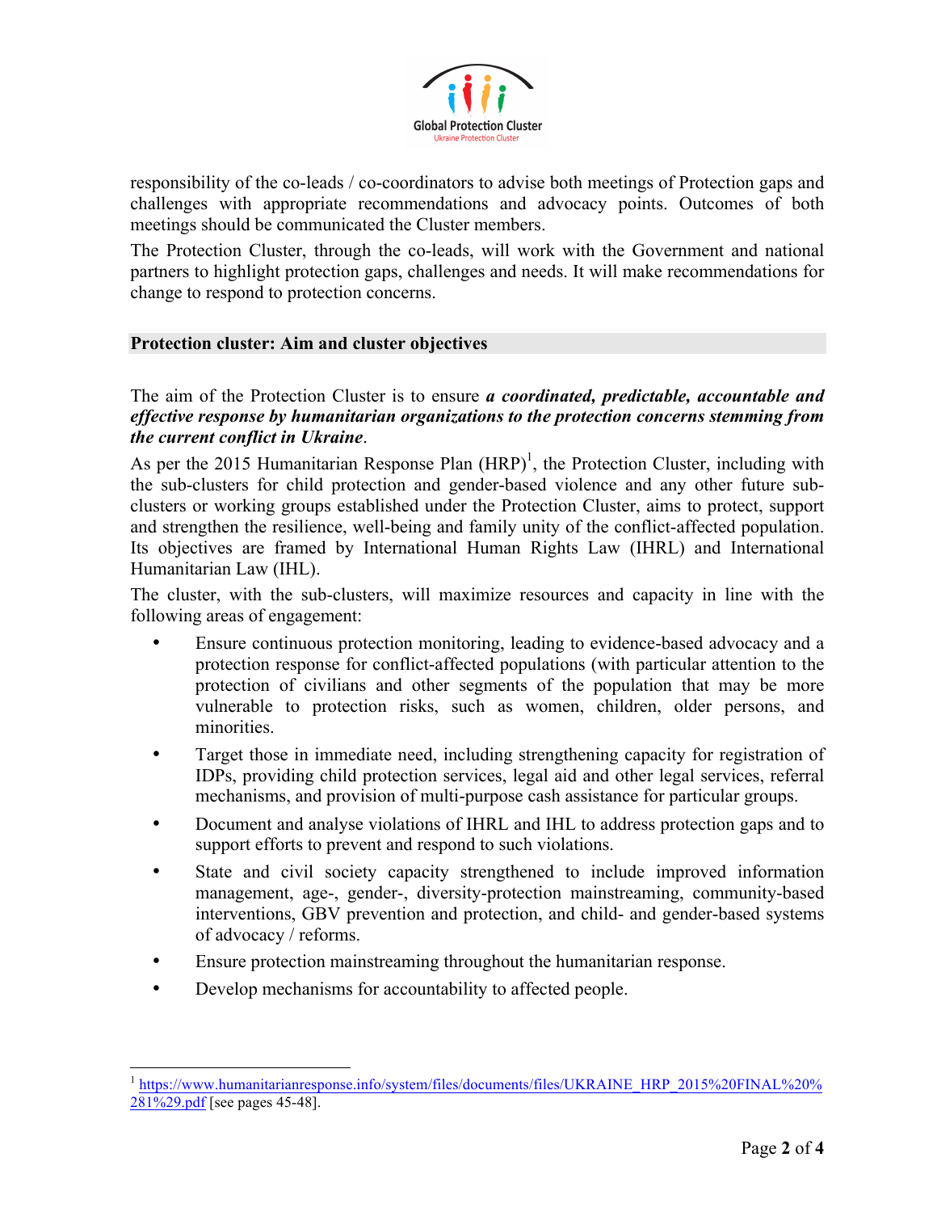responsibility of the co-leads / co-coordinators to advise both meetings of Protection gaps and challenges with appropriate recommendations and advocacy points. Outcomes of both meetings should be communicated the Cluster members.

The Protection Cluster, through the co-leads, will work with the Government and national partners to highlight protection gaps, challenges and needs. It will make recommendations for change to respond to protection concerns.

## Protection cluster: Aim and cluster objectives

The aim of the Protection Cluster is to ensure ***a coordinated, predictable, accountable and effective response by humanitarian organizations to the protection concerns stemming from the current conflict in Ukraine***.

As per the 2015 Humanitarian Response Plan (HRP)[1], the Protection Cluster, including with the sub-clusters for child protection and gender-based violence and any other future sub-clusters or working groups established under the Protection Cluster, aims to protect, support and strengthen the resilience, well-being and family unity of the conflict-affected population. Its objectives are framed by International Human Rights Law (IHRL) and International Humanitarian Law (IHL).

The cluster, with the sub-clusters, will maximize resources and capacity in line with the following areas of engagement:

- Ensure continuous protection monitoring, leading to evidence-based advocacy and a protection response for conflict-affected populations (with particular attention to the protection of civilians and other segments of the population that may be more vulnerable to protection risks, such as women, children, older persons, and minorities.
- Target those in immediate need, including strengthening capacity for registration of IDPs, providing child protection services, legal aid and other legal services, referral mechanisms, and provision of multi-purpose cash assistance for particular groups.
- Document and analyse violations of IHRL and IHL to address protection gaps and to support efforts to prevent and respond to such violations.
- State and civil society capacity strengthened to include improved information management, age-, gender-, diversity-protection mainstreaming, community-based interventions, GBV prevention and protection, and child- and gender-based systems of advocacy / reforms.
- Ensure protection mainstreaming throughout the humanitarian response.
- Develop mechanisms for accountability to affected people.

---

[1] https://www.humanitarianresponse.info/system/files/documents/files/UKRAINE_HRP_2015%20FINAL%20%281%29.pdf [see pages 45-48].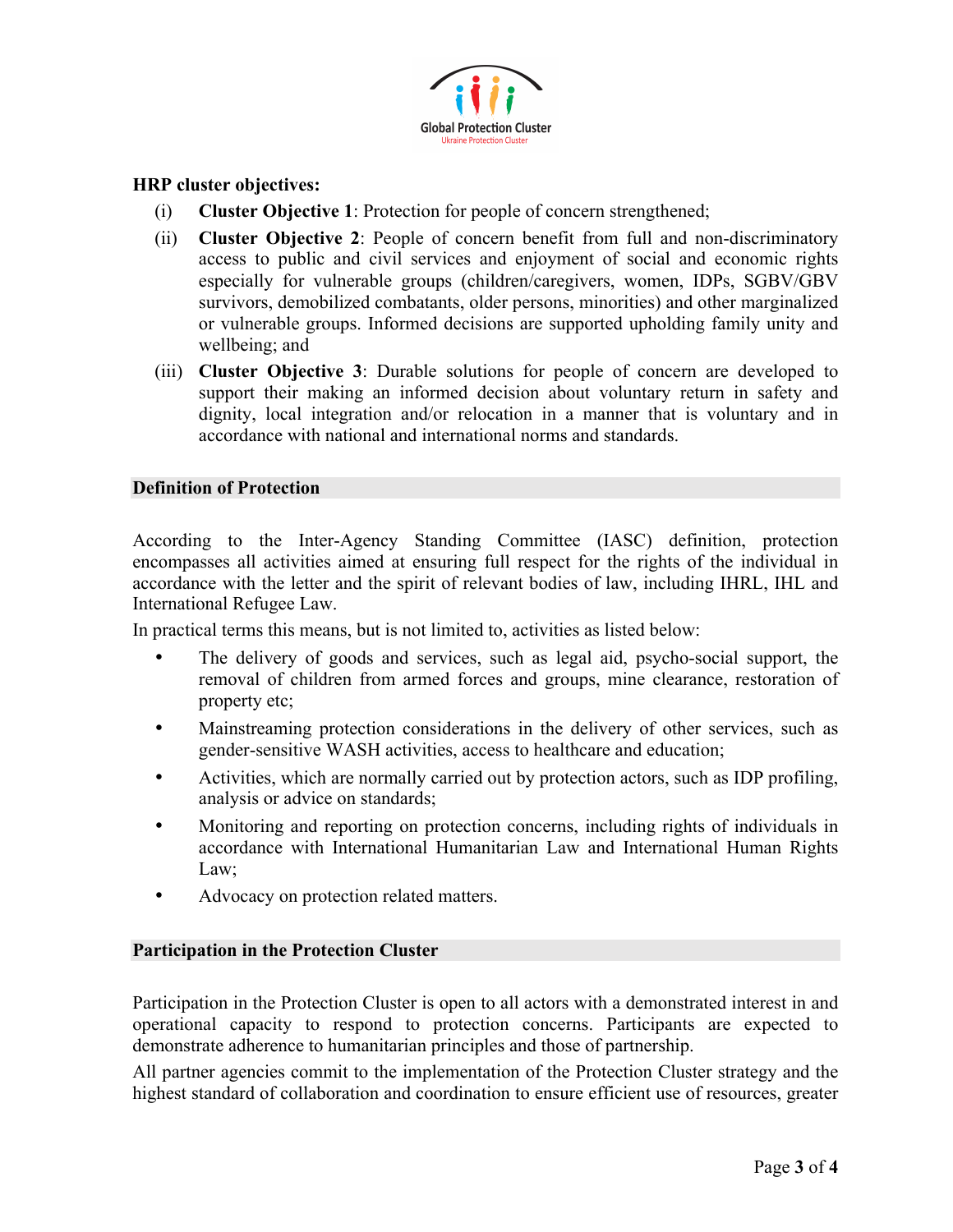**HRP cluster objectives:**

(i) **Cluster Objective 1**: Protection for people of concern strengthened;

(ii) **Cluster Objective 2**: People of concern benefit from full and non-discriminatory access to public and civil services and enjoyment of social and economic rights especially for vulnerable groups (children/caregivers, women, IDPs, SGBV/GBV survivors, demobilized combatants, older persons, minorities) and other marginalized or vulnerable groups. Informed decisions are supported upholding family unity and wellbeing; and

(iii) **Cluster Objective 3**: Durable solutions for people of concern are developed to support their making an informed decision about voluntary return in safety and dignity, local integration and/or relocation in a manner that is voluntary and in accordance with national and international norms and standards.

## Definition of Protection

According to the Inter-Agency Standing Committee (IASC) definition, protection encompasses all activities aimed at ensuring full respect for the rights of the individual in accordance with the letter and the spirit of relevant bodies of law, including IHRL, IHL and International Refugee Law.

In practical terms this means, but is not limited to, activities as listed below:

- The delivery of goods and services, such as legal aid, psycho-social support, the removal of children from armed forces and groups, mine clearance, restoration of property etc;
- Mainstreaming protection considerations in the delivery of other services, such as gender-sensitive WASH activities, access to healthcare and education;
- Activities, which are normally carried out by protection actors, such as IDP profiling, analysis or advice on standards;
- Monitoring and reporting on protection concerns, including rights of individuals in accordance with International Humanitarian Law and International Human Rights Law;
- Advocacy on protection related matters.

## Participation in the Protection Cluster

Participation in the Protection Cluster is open to all actors with a demonstrated interest in and operational capacity to respond to protection concerns. Participants are expected to demonstrate adherence to humanitarian principles and those of partnership.

All partner agencies commit to the implementation of the Protection Cluster strategy and the highest standard of collaboration and coordination to ensure efficient use of resources, greater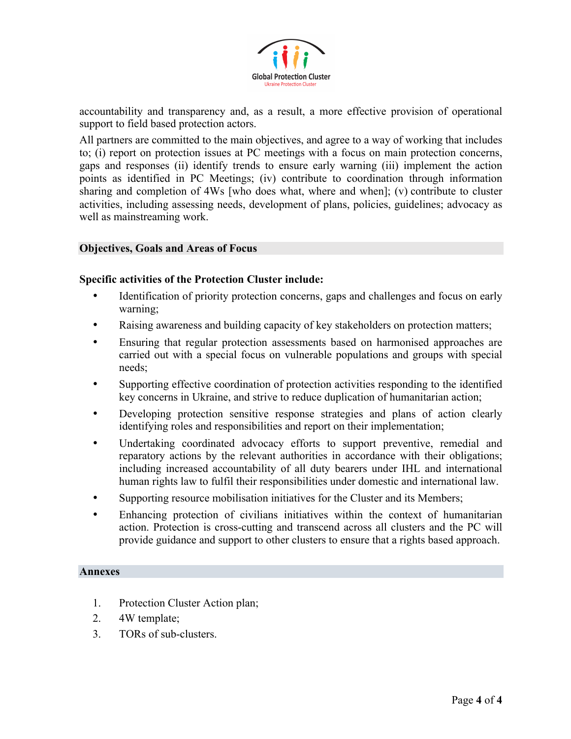accountability and transparency and, as a result, a more effective provision of operational support to field based protection actors.

All partners are committed to the main objectives, and agree to a way of working that includes to; (i) report on protection issues at PC meetings with a focus on main protection concerns, gaps and responses (ii) identify trends to ensure early warning (iii) implement the action points as identified in PC Meetings; (iv) contribute to coordination through information sharing and completion of 4Ws [who does what, where and when]; (v) contribute to cluster activities, including assessing needs, development of plans, policies, guidelines; advocacy as well as mainstreaming work.

## Objectives, Goals and Areas of Focus

**Specific activities of the Protection Cluster include:**

- Identification of priority protection concerns, gaps and challenges and focus on early warning;
- Raising awareness and building capacity of key stakeholders on protection matters;
- Ensuring that regular protection assessments based on harmonised approaches are carried out with a special focus on vulnerable populations and groups with special needs;
- Supporting effective coordination of protection activities responding to the identified key concerns in Ukraine, and strive to reduce duplication of humanitarian action;
- Developing protection sensitive response strategies and plans of action clearly identifying roles and responsibilities and report on their implementation;
- Undertaking coordinated advocacy efforts to support preventive, remedial and reparatory actions by the relevant authorities in accordance with their obligations; including increased accountability of all duty bearers under IHL and international human rights law to fulfil their responsibilities under domestic and international law.
- Supporting resource mobilisation initiatives for the Cluster and its Members;
- Enhancing protection of civilians initiatives within the context of humanitarian action. Protection is cross-cutting and transcend across all clusters and the PC will provide guidance and support to other clusters to ensure that a rights based approach.

## Annexes

1. Protection Cluster Action plan;
2. 4W template;
3. TORs of sub-clusters.